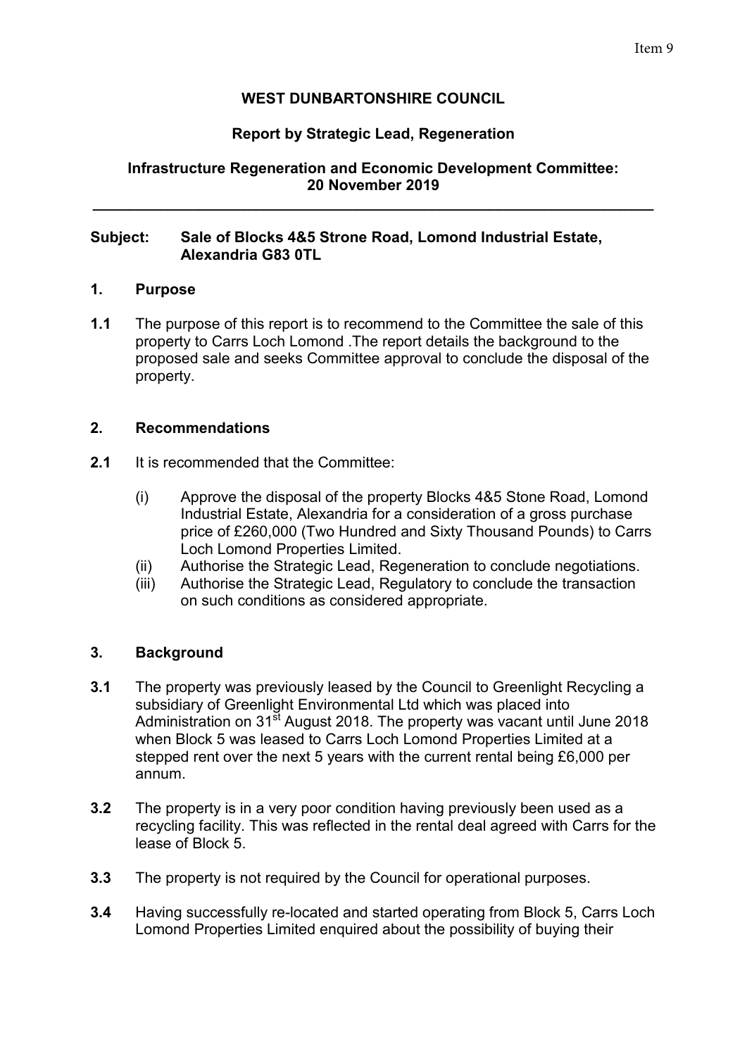# WEST DUNBARTONSHIRE COUNCIL

## Report by Strategic Lead, Regeneration

## Infrastructure Regeneration and Economic Development Committee: 20 November 2019

---

**Subject: Sale of Blocks 4&5 Strone Road, Lomond Industrial Estate, Alexandria G83 0TL**

### 1. Purpose

**1.1** The purpose of this report is to recommend to the Committee the sale of this property to Carrs Loch Lomond .The report details the background to the proposed sale and seeks Committee approval to conclude the disposal of the property.

### 2. Recommendations

**2.1** It is recommended that the Committee:

(i) Approve the disposal of the property Blocks 4&5 Stone Road, Lomond Industrial Estate, Alexandria for a consideration of a gross purchase price of £260,000 (Two Hundred and Sixty Thousand Pounds) to Carrs Loch Lomond Properties Limited.
(ii) Authorise the Strategic Lead, Regeneration to conclude negotiations.
(iii) Authorise the Strategic Lead, Regulatory to conclude the transaction on such conditions as considered appropriate.

### 3. Background

**3.1** The property was previously leased by the Council to Greenlight Recycling a subsidiary of Greenlight Environmental Ltd which was placed into Administration on 31st August 2018. The property was vacant until June 2018 when Block 5 was leased to Carrs Loch Lomond Properties Limited at a stepped rent over the next 5 years with the current rental being £6,000 per annum.

**3.2** The property is in a very poor condition having previously been used as a recycling facility. This was reflected in the rental deal agreed with Carrs for the lease of Block 5.

**3.3** The property is not required by the Council for operational purposes.

**3.4** Having successfully re-located and started operating from Block 5, Carrs Loch Lomond Properties Limited enquired about the possibility of buying their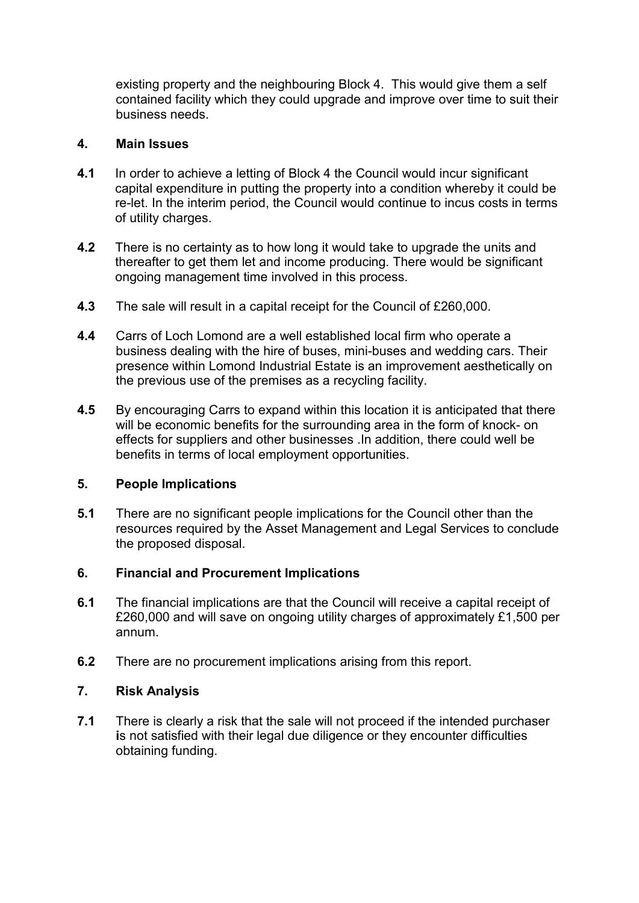existing property and the neighbouring Block 4. This would give them a self contained facility which they could upgrade and improve over time to suit their business needs.

## 4. Main Issues

**4.1** In order to achieve a letting of Block 4 the Council would incur significant capital expenditure in putting the property into a condition whereby it could be re-let. In the interim period, the Council would continue to incus costs in terms of utility charges.

**4.2** There is no certainty as to how long it would take to upgrade the units and thereafter to get them let and income producing. There would be significant ongoing management time involved in this process.

**4.3** The sale will result in a capital receipt for the Council of £260,000.

**4.4** Carrs of Loch Lomond are a well established local firm who operate a business dealing with the hire of buses, mini-buses and wedding cars. Their presence within Lomond Industrial Estate is an improvement aesthetically on the previous use of the premises as a recycling facility.

**4.5** By encouraging Carrs to expand within this location it is anticipated that there will be economic benefits for the surrounding area in the form of knock- on effects for suppliers and other businesses .In addition, there could well be benefits in terms of local employment opportunities.

## 5. People Implications

**5.1** There are no significant people implications for the Council other than the resources required by the Asset Management and Legal Services to conclude the proposed disposal.

## 6. Financial and Procurement Implications

**6.1** The financial implications are that the Council will receive a capital receipt of £260,000 and will save on ongoing utility charges of approximately £1,500 per annum.

**6.2** There are no procurement implications arising from this report.

## 7. Risk Analysis

**7.1** There is clearly a risk that the sale will not proceed if the intended purchaser is not satisfied with their legal due diligence or they encounter difficulties obtaining funding.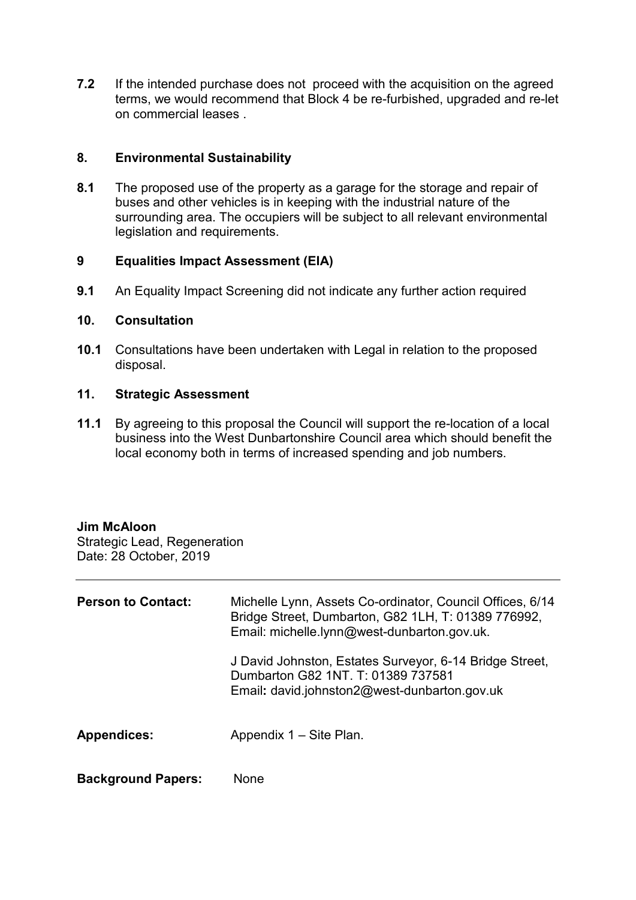**7.2** If the intended purchase does not proceed with the acquisition on the agreed terms, we would recommend that Block 4 be re-furbished, upgraded and re-let on commercial leases .

## 8. Environmental Sustainability

**8.1** The proposed use of the property as a garage for the storage and repair of buses and other vehicles is in keeping with the industrial nature of the surrounding area. The occupiers will be subject to all relevant environmental legislation and requirements.

## 9 Equalities Impact Assessment (EIA)

**9.1** An Equality Impact Screening did not indicate any further action required

## 10. Consultation

**10.1** Consultations have been undertaken with Legal in relation to the proposed disposal.

## 11. Strategic Assessment

**11.1** By agreeing to this proposal the Council will support the re-location of a local business into the West Dunbartonshire Council area which should benefit the local economy both in terms of increased spending and job numbers.

**Jim McAloon**
Strategic Lead, Regeneration
Date: 28 October, 2019

---

**Person to Contact:** Michelle Lynn, Assets Co-ordinator, Council Offices, 6/14 Bridge Street, Dumbarton, G82 1LH, T: 01389 776992, Email: michelle.lynn@west-dunbarton.gov.uk.

J David Johnston, Estates Surveyor, 6-14 Bridge Street, Dumbarton G82 1NT. T: 01389 737581
Email**:** david.johnston2@west-dunbarton.gov.uk

**Appendices:** Appendix 1 – Site Plan.

**Background Papers:** None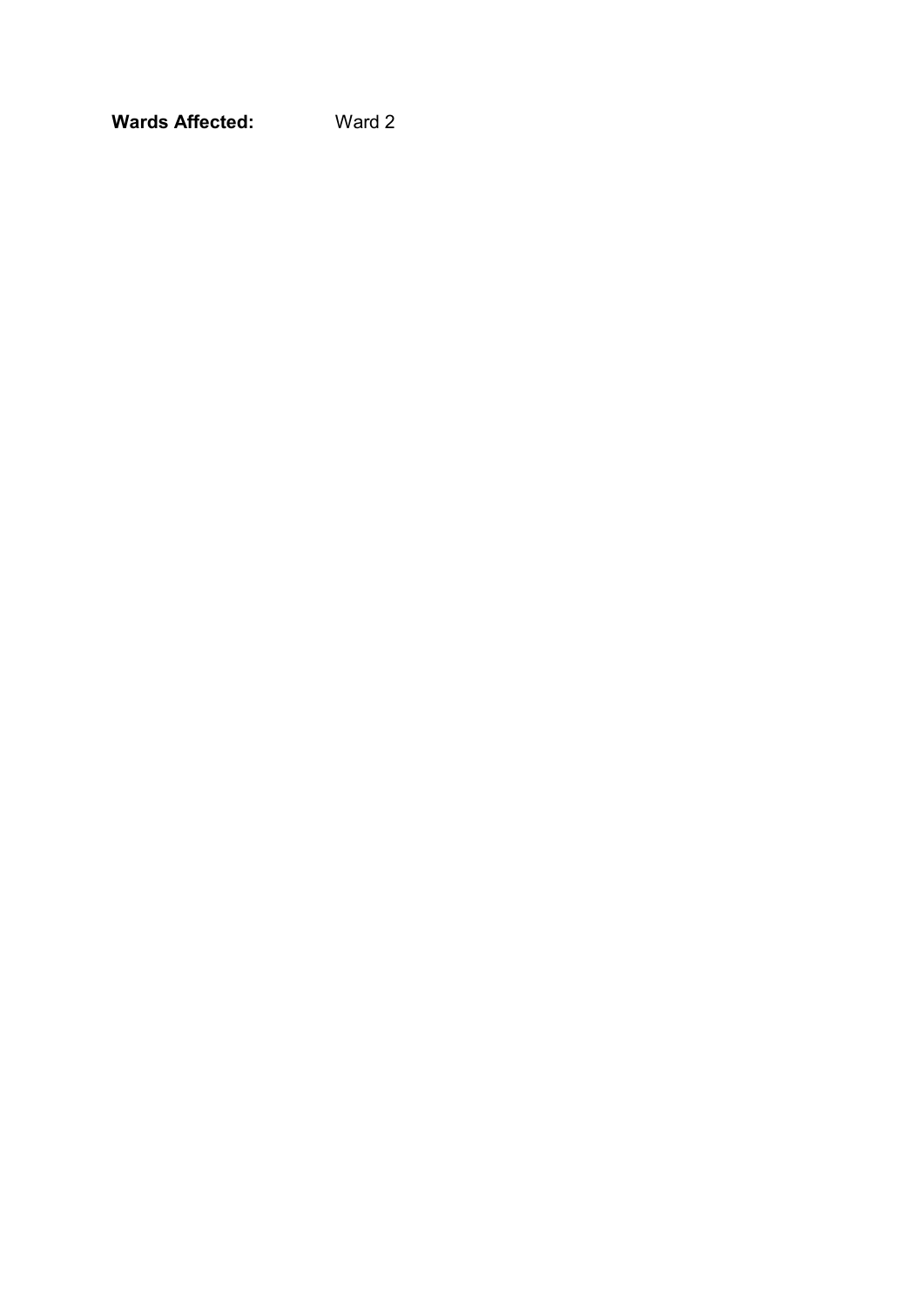**Wards Affected:** Ward 2